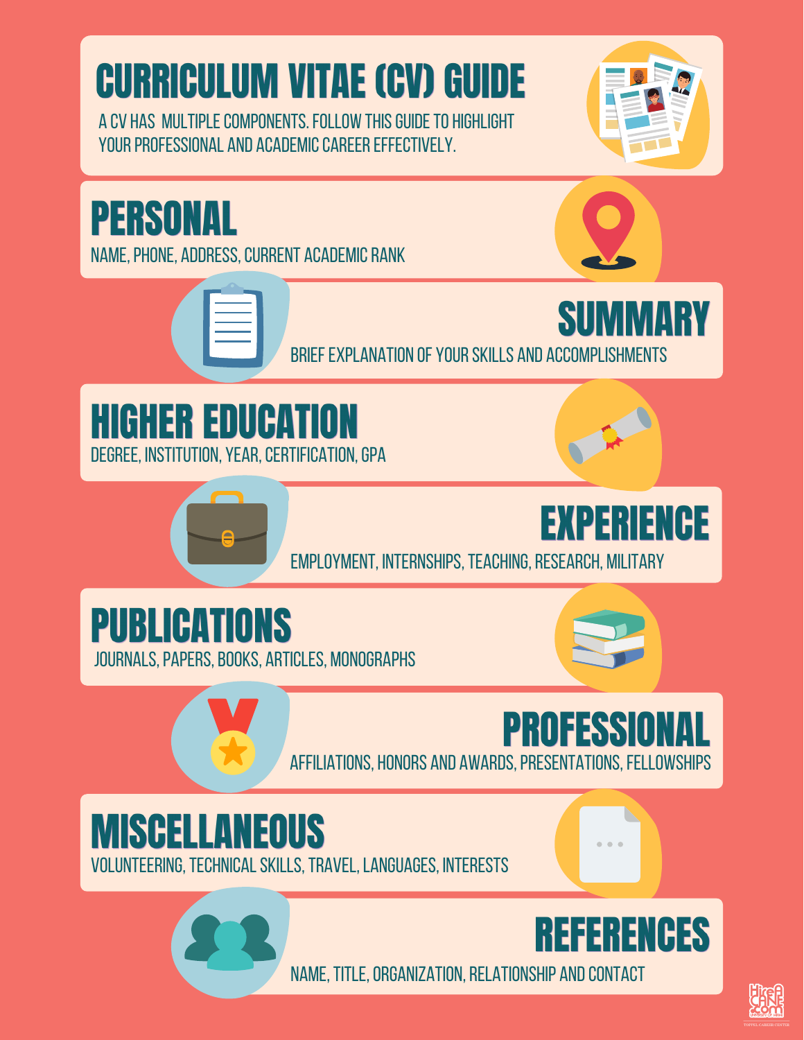# CURRICULUM VITAE (CV) GUIDE

A CV HAS MULTIPLE COMPONENTS. FOLLOW THIS GUIDE TO HIGHLIGHT YOUR PROFESSIONAL AND ACADEMIC CAREER EFFECTIVELY.

## PERSONAL

NAME, PHONE, ADDRESS, CURRENT ACADEMIC RANK

## SUMMARY

BRIEF EXPLANATION OF YOUR SKILLS AND ACCOMPLISHMENTS

## HIGHER EDUCATION

DEGREE, INSTITUTION, YEAR, CERTIFICATION, GPA

## EXPERIENCE

EMPLOYMENT, INTERNSHIPS, TEACHING, RESEARCH, MILITARY

## PUBLICATIONS

JOURNALS, PAPERS, BOOKS, ARTICLES, MONOGRAPHS

## PROFESSIONAL

AFFILIATIONS, HONORS AND AWARDS, PRESENTATIONS, FELLOWSHIPS

## MISCELLANEOUS

VOLUNTEERING, TECHNICAL SKILLS, TRAVEL, LANGUAGES, INTERESTS

## REFERENCES

NAME, TITLE, ORGANIZATION, RELATIONSHIP AND CONTACT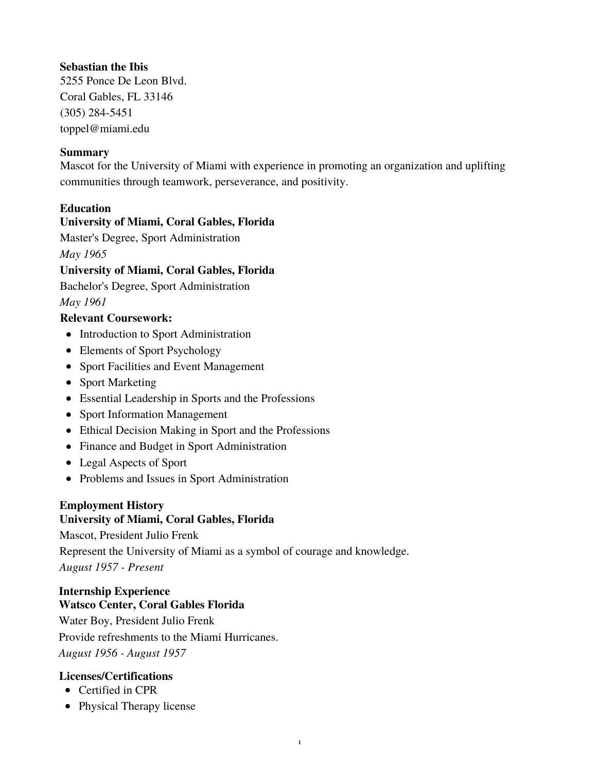**Sebastian the Ibis**
5255 Ponce De Leon Blvd.
Coral Gables, FL 33146
(305) 284-5451
toppel@miami.edu

**Summary**
Mascot for the University of Miami with experience in promoting an organization and uplifting communities through teamwork, perseverance, and positivity.

**Education**
**University of Miami, Coral Gables, Florida**
Master's Degree, Sport Administration
*May 1965*
**University of Miami, Coral Gables, Florida**
Bachelor's Degree, Sport Administration
*May 1961*
**Relevant Coursework:**

- Introduction to Sport Administration
- Elements of Sport Psychology
- Sport Facilities and Event Management
- Sport Marketing
- Essential Leadership in Sports and the Professions
- Sport Information Management
- Ethical Decision Making in Sport and the Professions
- Finance and Budget in Sport Administration
- Legal Aspects of Sport
- Problems and Issues in Sport Administration

**Employment History**
**University of Miami, Coral Gables, Florida**
Mascot, President Julio Frenk
Represent the University of Miami as a symbol of courage and knowledge.
*August 1957 - Present*

**Internship Experience**
**Watsco Center, Coral Gables Florida**
Water Boy, President Julio Frenk
Provide refreshments to the Miami Hurricanes.
*August 1956 - August 1957*

**Licenses/Certifications**

- Certified in CPR
- Physical Therapy license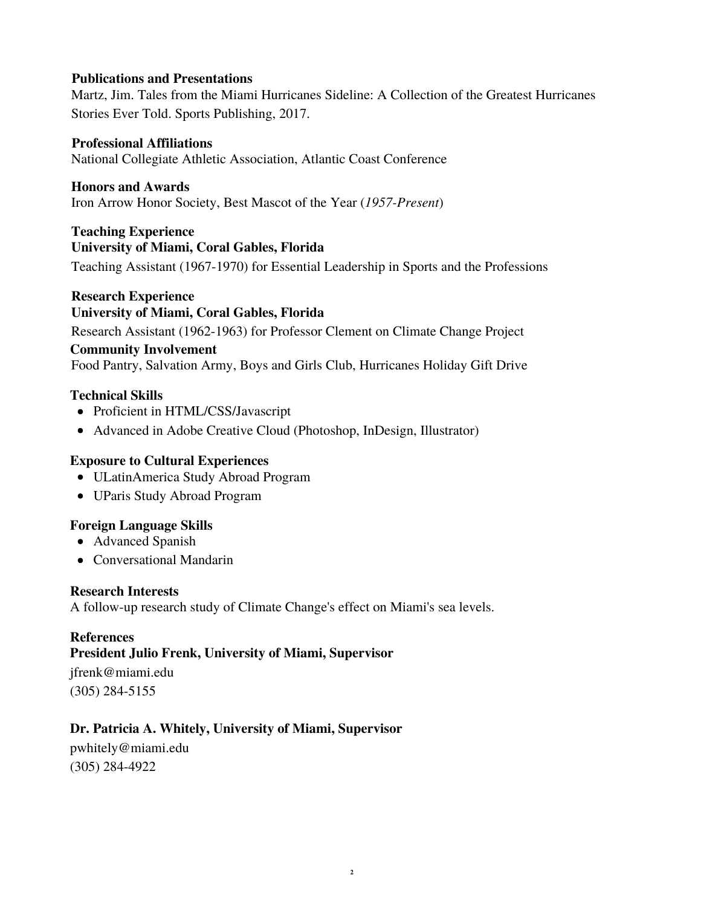**Publications and Presentations**

Martz, Jim. Tales from the Miami Hurricanes Sideline: A Collection of the Greatest Hurricanes Stories Ever Told. Sports Publishing, 2017.

**Professional Affiliations**

National Collegiate Athletic Association, Atlantic Coast Conference

**Honors and Awards**

Iron Arrow Honor Society, Best Mascot of the Year (*1957-Present*)

**Teaching Experience**

**University of Miami, Coral Gables, Florida**

Teaching Assistant (1967-1970) for Essential Leadership in Sports and the Professions

**Research Experience**

**University of Miami, Coral Gables, Florida**

Research Assistant (1962-1963) for Professor Clement on Climate Change Project

**Community Involvement**

Food Pantry, Salvation Army, Boys and Girls Club, Hurricanes Holiday Gift Drive

**Technical Skills**

- Proficient in HTML/CSS/Javascript
- Advanced in Adobe Creative Cloud (Photoshop, InDesign, Illustrator)

**Exposure to Cultural Experiences**

- ULatinAmerica Study Abroad Program
- UParis Study Abroad Program

**Foreign Language Skills**

- Advanced Spanish
- Conversational Mandarin

**Research Interests**

A follow-up research study of Climate Change's effect on Miami's sea levels.

**References**

**President Julio Frenk, University of Miami, Supervisor**

jfrenk@miami.edu
(305) 284-5155

**Dr. Patricia A. Whitely, University of Miami, Supervisor**

pwhitely@miami.edu
(305) 284-4922